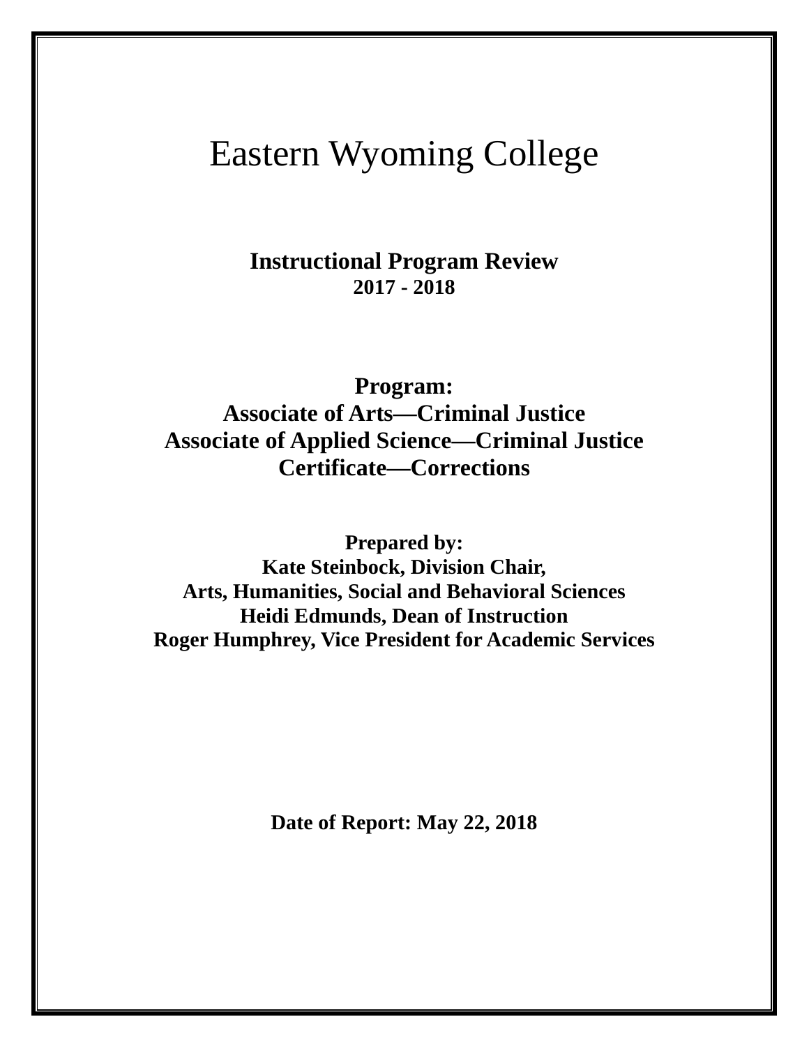# Eastern Wyoming College

**Instructional Program Review**
**2017 - 2018**

**Program:**
**Associate of Arts—Criminal Justice**
**Associate of Applied Science—Criminal Justice**
**Certificate—Corrections**

**Prepared by:**
**Kate Steinbock, Division Chair,**
**Arts, Humanities, Social and Behavioral Sciences**
**Heidi Edmunds, Dean of Instruction**
**Roger Humphrey, Vice President for Academic Services**

**Date of Report: May 22, 2018**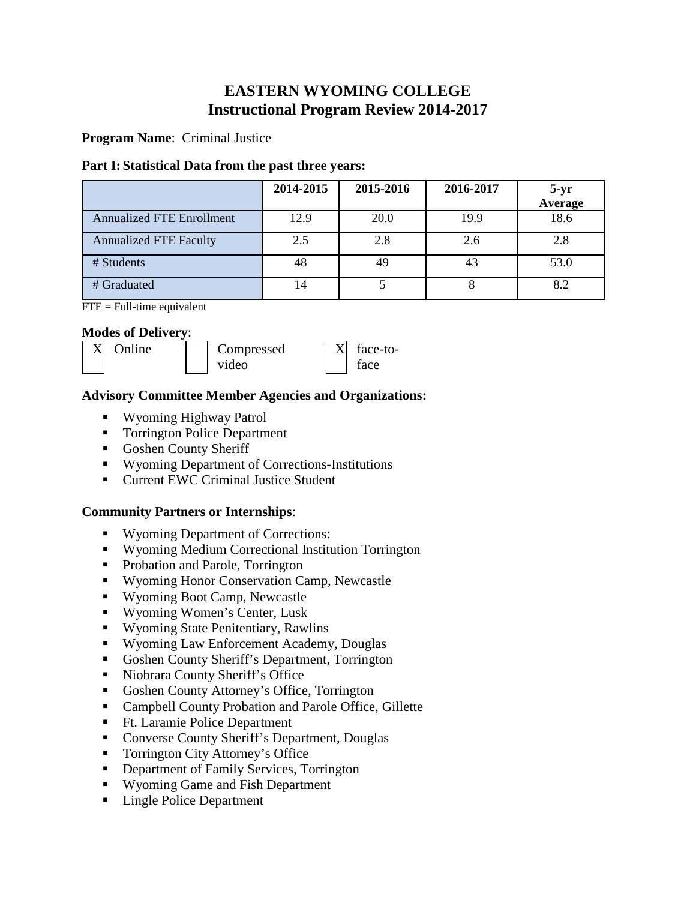# EASTERN WYOMING COLLEGE
# Instructional Program Review 2014-2017

**Program Name**: Criminal Justice

**Part I: Statistical Data from the past three years:**

| | 2014-2015 | 2015-2016 | 2016-2017 | 5-yr Average |
|---|---|---|---|---|
| Annualized FTE Enrollment | 12.9 | 20.0 | 19.9 | 18.6 |
| Annualized FTE Faculty | 2.5 | 2.8 | 2.6 | 2.8 |
| # Students | 48 | 49 | 43 | 53.0 |
| # Graduated | 14 | 5 | 8 | 8.2 |

FTE = Full-time equivalent

**Modes of Delivery**:

- [X] Online
- [ ] Compressed video
- [X] face-to-face

**Advisory Committee Member Agencies and Organizations:**

- Wyoming Highway Patrol
- Torrington Police Department
- Goshen County Sheriff
- Wyoming Department of Corrections-Institutions
- Current EWC Criminal Justice Student

**Community Partners or Internships**:

- Wyoming Department of Corrections:
- Wyoming Medium Correctional Institution Torrington
- Probation and Parole, Torrington
- Wyoming Honor Conservation Camp, Newcastle
- Wyoming Boot Camp, Newcastle
- Wyoming Women's Center, Lusk
- Wyoming State Penitentiary, Rawlins
- Wyoming Law Enforcement Academy, Douglas
- Goshen County Sheriff's Department, Torrington
- Niobrara County Sheriff's Office
- Goshen County Attorney's Office, Torrington
- Campbell County Probation and Parole Office, Gillette
- Ft. Laramie Police Department
- Converse County Sheriff's Department, Douglas
- Torrington City Attorney's Office
- Department of Family Services, Torrington
- Wyoming Game and Fish Department
- Lingle Police Department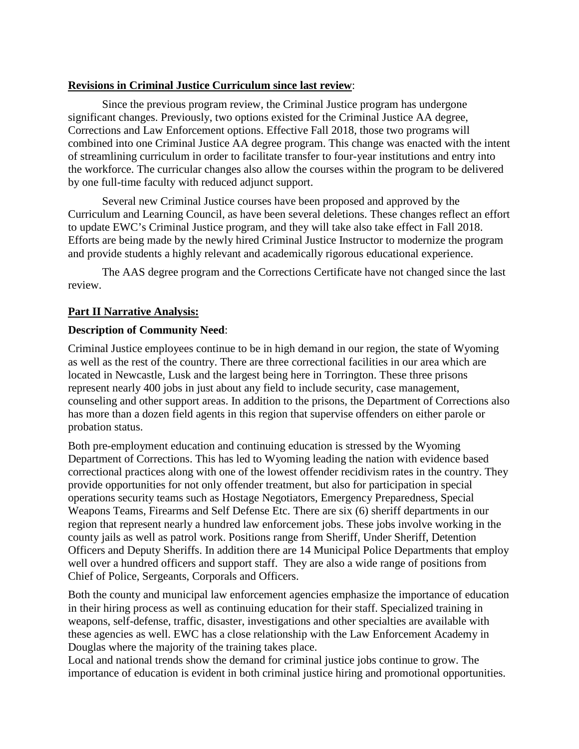**Revisions in Criminal Justice Curriculum since last review**:

Since the previous program review, the Criminal Justice program has undergone significant changes. Previously, two options existed for the Criminal Justice AA degree, Corrections and Law Enforcement options. Effective Fall 2018, those two programs will combined into one Criminal Justice AA degree program. This change was enacted with the intent of streamlining curriculum in order to facilitate transfer to four-year institutions and entry into the workforce. The curricular changes also allow the courses within the program to be delivered by one full-time faculty with reduced adjunct support.

Several new Criminal Justice courses have been proposed and approved by the Curriculum and Learning Council, as have been several deletions. These changes reflect an effort to update EWC's Criminal Justice program, and they will take also take effect in Fall 2018. Efforts are being made by the newly hired Criminal Justice Instructor to modernize the program and provide students a highly relevant and academically rigorous educational experience.

The AAS degree program and the Corrections Certificate have not changed since the last review.

**Part II Narrative Analysis:**

**Description of Community Need**:

Criminal Justice employees continue to be in high demand in our region, the state of Wyoming as well as the rest of the country. There are three correctional facilities in our area which are located in Newcastle, Lusk and the largest being here in Torrington. These three prisons represent nearly 400 jobs in just about any field to include security, case management, counseling and other support areas. In addition to the prisons, the Department of Corrections also has more than a dozen field agents in this region that supervise offenders on either parole or probation status.

Both pre-employment education and continuing education is stressed by the Wyoming Department of Corrections. This has led to Wyoming leading the nation with evidence based correctional practices along with one of the lowest offender recidivism rates in the country. They provide opportunities for not only offender treatment, but also for participation in special operations security teams such as Hostage Negotiators, Emergency Preparedness, Special Weapons Teams, Firearms and Self Defense Etc. There are six (6) sheriff departments in our region that represent nearly a hundred law enforcement jobs. These jobs involve working in the county jails as well as patrol work. Positions range from Sheriff, Under Sheriff, Detention Officers and Deputy Sheriffs. In addition there are 14 Municipal Police Departments that employ well over a hundred officers and support staff. They are also a wide range of positions from Chief of Police, Sergeants, Corporals and Officers.

Both the county and municipal law enforcement agencies emphasize the importance of education in their hiring process as well as continuing education for their staff. Specialized training in weapons, self-defense, traffic, disaster, investigations and other specialties are available with these agencies as well. EWC has a close relationship with the Law Enforcement Academy in Douglas where the majority of the training takes place.
Local and national trends show the demand for criminal justice jobs continue to grow. The importance of education is evident in both criminal justice hiring and promotional opportunities.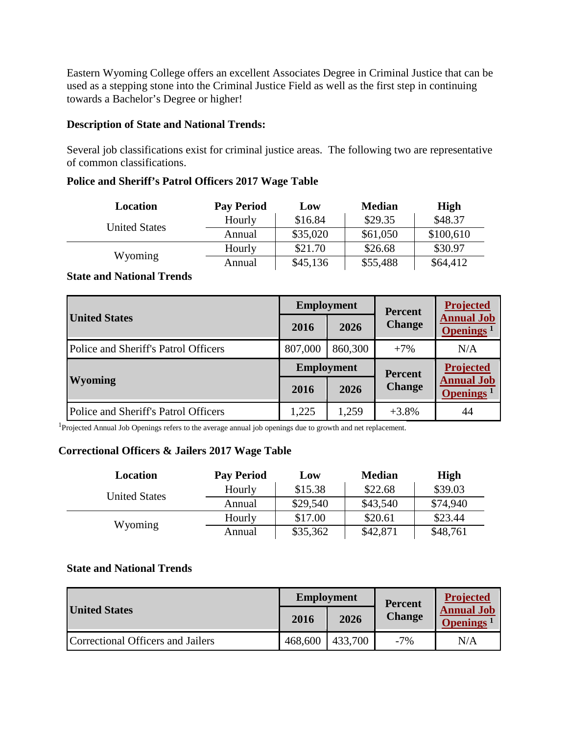Eastern Wyoming College offers an excellent Associates Degree in Criminal Justice that can be used as a stepping stone into the Criminal Justice Field as well as the first step in continuing towards a Bachelor's Degree or higher!

**Description of State and National Trends:**

Several job classifications exist for criminal justice areas. The following two are representative of common classifications.

**Police and Sheriff's Patrol Officers 2017 Wage Table**

| Location | Pay Period | Low | Median | High |
|---|---|---|---|---|
| United States | Hourly | $16.84 | $29.35 | $48.37 |
| | Annual | $35,020 | $61,050 | $100,610 |
| Wyoming | Hourly | $21.70 | $26.68 | $30.97 |
| | Annual | $45,136 | $55,488 | $64,412 |

**State and National Trends**

| United States | Employment | | Percent Change | Projected Annual Job Openings [1] |
|---|---|---|---|---|
| | 2016 | 2026 | | |
| Police and Sheriff's Patrol Officers | 807,000 | 860,300 | +7% | N/A |
| **Wyoming** | **Employment** | | **Percent Change** | **Projected Annual Job Openings [1]** |
| | **2016** | **2026** | | |
| Police and Sheriff's Patrol Officers | 1,225 | 1,259 | +3.8% | 44 |

[1]Projected Annual Job Openings refers to the average annual job openings due to growth and net replacement.

**Correctional Officers & Jailers 2017 Wage Table**

| Location | Pay Period | Low | Median | High |
|---|---|---|---|---|
| United States | Hourly | $15.38 | $22.68 | $39.03 |
| | Annual | $29,540 | $43,540 | $74,940 |
| Wyoming | Hourly | $17.00 | $20.61 | $23.44 |
| | Annual | $35,362 | $42,871 | $48,761 |

**State and National Trends**

| United States | Employment | | Percent Change | Projected Annual Job Openings [1] |
|---|---|---|---|---|
| | 2016 | 2026 | | |
| Correctional Officers and Jailers | 468,600 | 433,700 | -7% | N/A |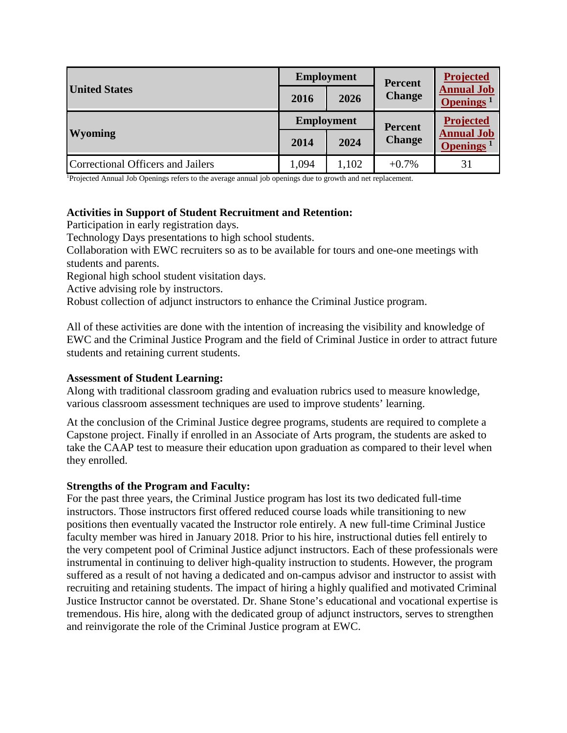| United States | Employment | | Percent Change | Projected Annual Job Openings [1] |
|---|---|---|---|---|
| | 2016 | 2026 | | |
| **Wyoming** | **Employment** | | **Percent Change** | **Projected Annual Job Openings [1]** |
| | **2014** | **2024** | | |
| Correctional Officers and Jailers | 1,094 | 1,102 | +0.7% | 31 |

[1]Projected Annual Job Openings refers to the average annual job openings due to growth and net replacement.

**Activities in Support of Student Recruitment and Retention:**
Participation in early registration days.
Technology Days presentations to high school students.
Collaboration with EWC recruiters so as to be available for tours and one-one meetings with students and parents.
Regional high school student visitation days.
Active advising role by instructors.
Robust collection of adjunct instructors to enhance the Criminal Justice program.

All of these activities are done with the intention of increasing the visibility and knowledge of EWC and the Criminal Justice Program and the field of Criminal Justice in order to attract future students and retaining current students.

**Assessment of Student Learning:**
Along with traditional classroom grading and evaluation rubrics used to measure knowledge, various classroom assessment techniques are used to improve students' learning.

At the conclusion of the Criminal Justice degree programs, students are required to complete a Capstone project. Finally if enrolled in an Associate of Arts program, the students are asked to take the CAAP test to measure their education upon graduation as compared to their level when they enrolled.

**Strengths of the Program and Faculty:**
For the past three years, the Criminal Justice program has lost its two dedicated full-time instructors. Those instructors first offered reduced course loads while transitioning to new positions then eventually vacated the Instructor role entirely. A new full-time Criminal Justice faculty member was hired in January 2018. Prior to his hire, instructional duties fell entirely to the very competent pool of Criminal Justice adjunct instructors. Each of these professionals were instrumental in continuing to deliver high-quality instruction to students. However, the program suffered as a result of not having a dedicated and on-campus advisor and instructor to assist with recruiting and retaining students. The impact of hiring a highly qualified and motivated Criminal Justice Instructor cannot be overstated. Dr. Shane Stone's educational and vocational expertise is tremendous. His hire, along with the dedicated group of adjunct instructors, serves to strengthen and reinvigorate the role of the Criminal Justice program at EWC.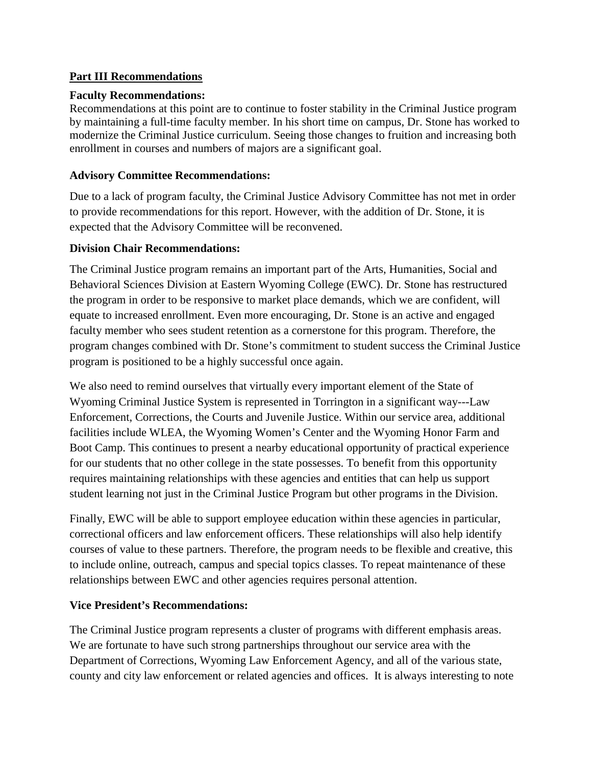## Part III Recommendations

### Faculty Recommendations:

Recommendations at this point are to continue to foster stability in the Criminal Justice program by maintaining a full-time faculty member. In his short time on campus, Dr. Stone has worked to modernize the Criminal Justice curriculum. Seeing those changes to fruition and increasing both enrollment in courses and numbers of majors are a significant goal.

### Advisory Committee Recommendations:

Due to a lack of program faculty, the Criminal Justice Advisory Committee has not met in order to provide recommendations for this report. However, with the addition of Dr. Stone, it is expected that the Advisory Committee will be reconvened.

### Division Chair Recommendations:

The Criminal Justice program remains an important part of the Arts, Humanities, Social and Behavioral Sciences Division at Eastern Wyoming College (EWC). Dr. Stone has restructured the program in order to be responsive to market place demands, which we are confident, will equate to increased enrollment. Even more encouraging, Dr. Stone is an active and engaged faculty member who sees student retention as a cornerstone for this program. Therefore, the program changes combined with Dr. Stone's commitment to student success the Criminal Justice program is positioned to be a highly successful once again.

We also need to remind ourselves that virtually every important element of the State of Wyoming Criminal Justice System is represented in Torrington in a significant way---Law Enforcement, Corrections, the Courts and Juvenile Justice. Within our service area, additional facilities include WLEA, the Wyoming Women's Center and the Wyoming Honor Farm and Boot Camp. This continues to present a nearby educational opportunity of practical experience for our students that no other college in the state possesses. To benefit from this opportunity requires maintaining relationships with these agencies and entities that can help us support student learning not just in the Criminal Justice Program but other programs in the Division.

Finally, EWC will be able to support employee education within these agencies in particular, correctional officers and law enforcement officers. These relationships will also help identify courses of value to these partners. Therefore, the program needs to be flexible and creative, this to include online, outreach, campus and special topics classes. To repeat maintenance of these relationships between EWC and other agencies requires personal attention.

### Vice President's Recommendations:

The Criminal Justice program represents a cluster of programs with different emphasis areas. We are fortunate to have such strong partnerships throughout our service area with the Department of Corrections, Wyoming Law Enforcement Agency, and all of the various state, county and city law enforcement or related agencies and offices. It is always interesting to note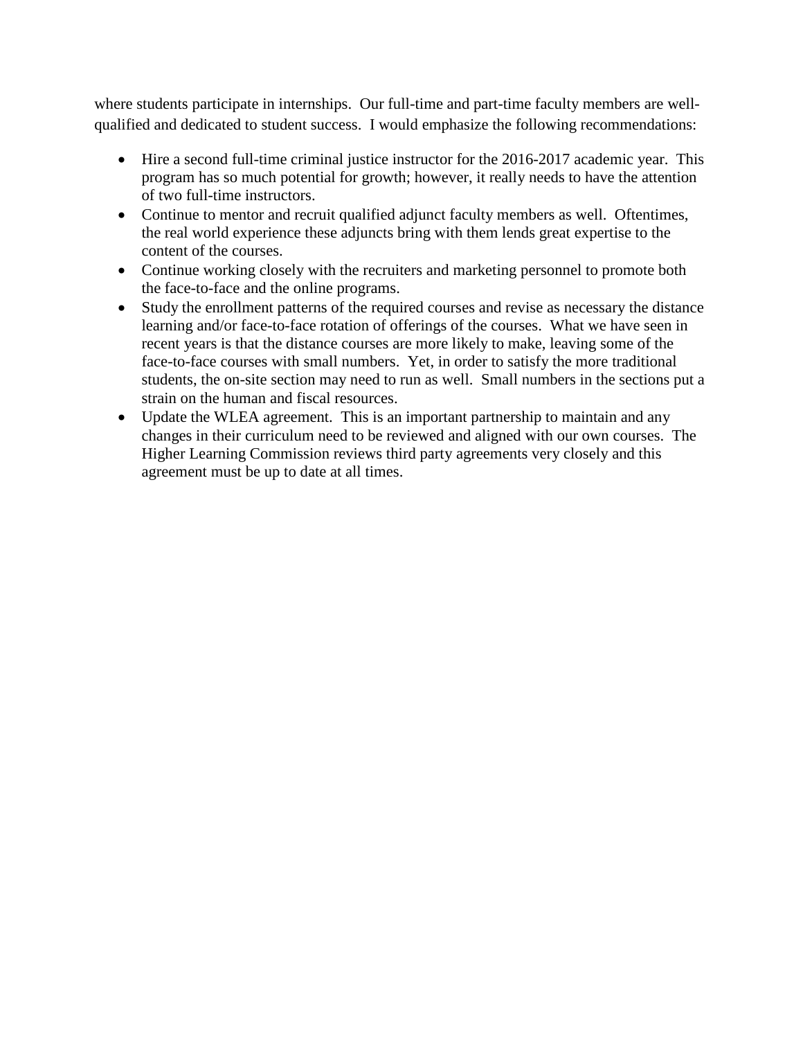where students participate in internships. Our full-time and part-time faculty members are well-qualified and dedicated to student success. I would emphasize the following recommendations:

- Hire a second full-time criminal justice instructor for the 2016-2017 academic year. This program has so much potential for growth; however, it really needs to have the attention of two full-time instructors.
- Continue to mentor and recruit qualified adjunct faculty members as well. Oftentimes, the real world experience these adjuncts bring with them lends great expertise to the content of the courses.
- Continue working closely with the recruiters and marketing personnel to promote both the face-to-face and the online programs.
- Study the enrollment patterns of the required courses and revise as necessary the distance learning and/or face-to-face rotation of offerings of the courses. What we have seen in recent years is that the distance courses are more likely to make, leaving some of the face-to-face courses with small numbers. Yet, in order to satisfy the more traditional students, the on-site section may need to run as well. Small numbers in the sections put a strain on the human and fiscal resources.
- Update the WLEA agreement. This is an important partnership to maintain and any changes in their curriculum need to be reviewed and aligned with our own courses. The Higher Learning Commission reviews third party agreements very closely and this agreement must be up to date at all times.